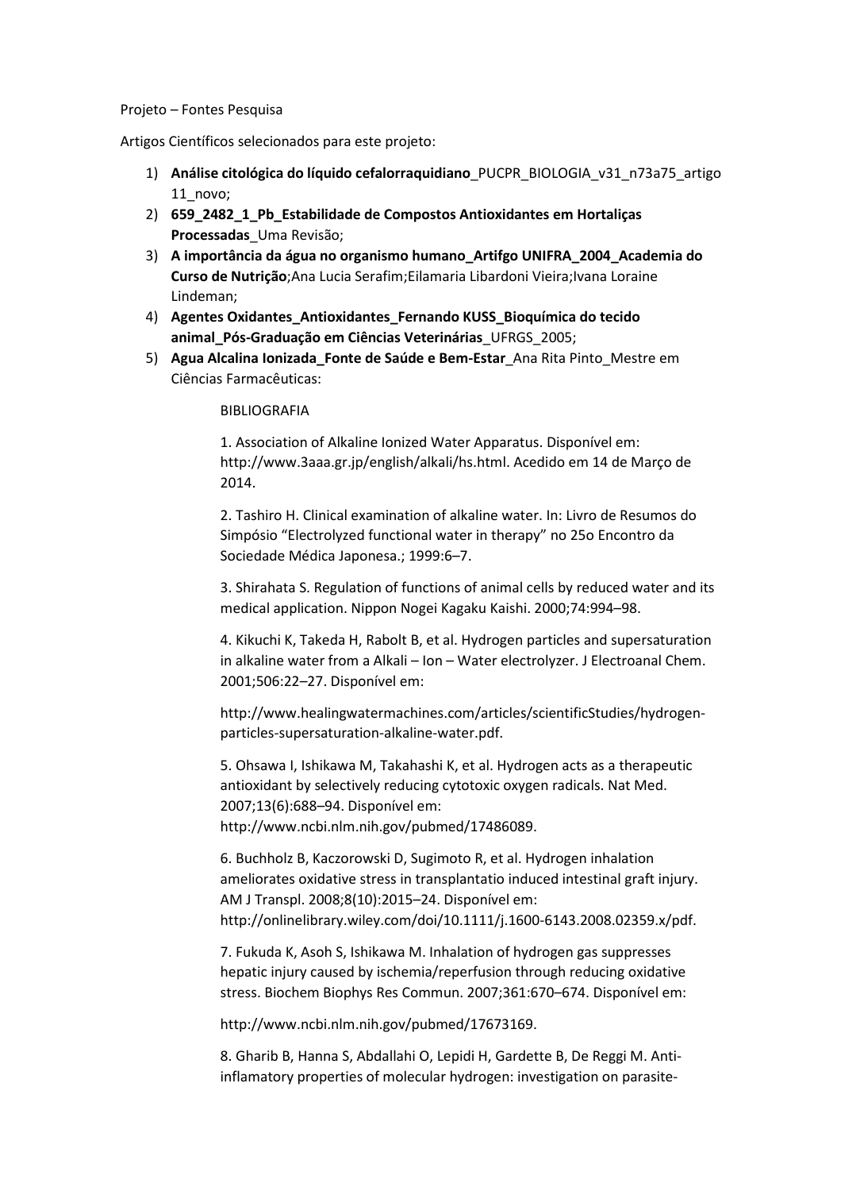Projeto – Fontes Pesquisa

Artigos Científicos selecionados para este projeto:

1) **Análise citológica do líquido cefalorraquidiano**_PUCPR_BIOLOGIA_v31_n73a75_artigo 11_novo;
2) **659_2482_1_Pb_Estabilidade de Compostos Antioxidantes em Hortaliças Processadas**_Uma Revisão;
3) **A importância da água no organismo humano_Artifgo UNIFRA_2004_Academia do Curso de Nutrição**;Ana Lucia Serafim;Eilamaria Libardoni Vieira;Ivana Loraine Lindeman;
4) **Agentes Oxidantes_Antioxidantes_Fernando KUSS_Bioquímica do tecido animal_Pós-Graduação em Ciências Veterinárias**_UFRGS_2005;
5) **Agua Alcalina Ionizada_Fonte de Saúde e Bem-Estar**_Ana Rita Pinto_Mestre em Ciências Farmacêuticas:

BIBLIOGRAFIA

1. Association of Alkaline Ionized Water Apparatus. Disponível em: http://www.3aaa.gr.jp/english/alkali/hs.html. Acedido em 14 de Março de 2014.

2. Tashiro H. Clinical examination of alkaline water. In: Livro de Resumos do Simpósio "Electrolyzed functional water in therapy" no 25o Encontro da Sociedade Médica Japonesa.; 1999:6–7.

3. Shirahata S. Regulation of functions of animal cells by reduced water and its medical application. Nippon Nogei Kagaku Kaishi. 2000;74:994–98.

4. Kikuchi K, Takeda H, Rabolt B, et al. Hydrogen particles and supersaturation in alkaline water from a Alkali – Ion – Water electrolyzer. J Electroanal Chem. 2001;506:22–27. Disponível em:

http://www.healingwatermachines.com/articles/scientificStudies/hydrogen-particles-supersaturation-alkaline-water.pdf.

5. Ohsawa I, Ishikawa M, Takahashi K, et al. Hydrogen acts as a therapeutic antioxidant by selectively reducing cytotoxic oxygen radicals. Nat Med. 2007;13(6):688–94. Disponível em: http://www.ncbi.nlm.nih.gov/pubmed/17486089.

6. Buchholz B, Kaczorowski D, Sugimoto R, et al. Hydrogen inhalation ameliorates oxidative stress in transplantatio induced intestinal graft injury. AM J Transpl. 2008;8(10):2015–24. Disponível em: http://onlinelibrary.wiley.com/doi/10.1111/j.1600-6143.2008.02359.x/pdf.

7. Fukuda K, Asoh S, Ishikawa M. Inhalation of hydrogen gas suppresses hepatic injury caused by ischemia/reperfusion through reducing oxidative stress. Biochem Biophys Res Commun. 2007;361:670–674. Disponível em:

http://www.ncbi.nlm.nih.gov/pubmed/17673169.

8. Gharib B, Hanna S, Abdallahi O, Lepidi H, Gardette B, De Reggi M. Anti-inflamatory properties of molecular hydrogen: investigation on parasite-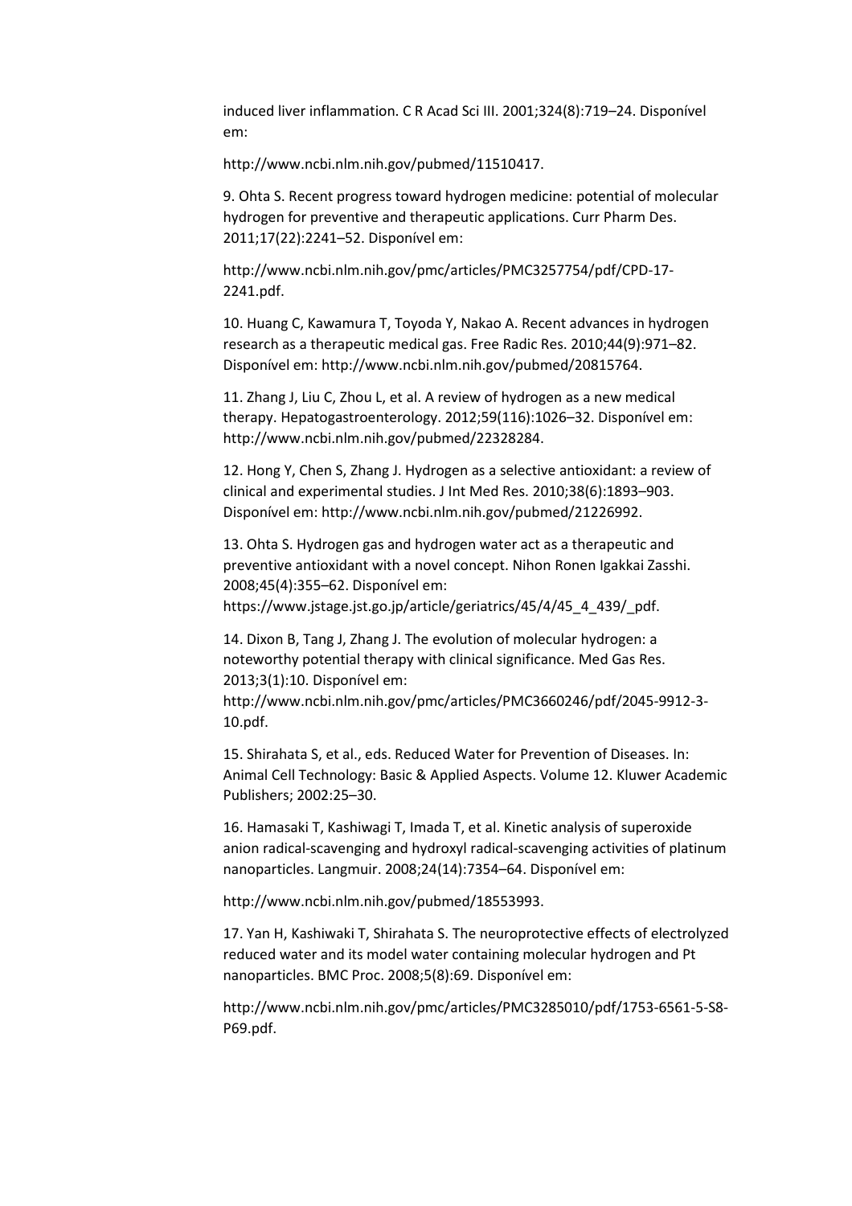induced liver inflammation. C R Acad Sci III. 2001;324(8):719–24. Disponível em:

http://www.ncbi.nlm.nih.gov/pubmed/11510417.

9. Ohta S. Recent progress toward hydrogen medicine: potential of molecular hydrogen for preventive and therapeutic applications. Curr Pharm Des. 2011;17(22):2241–52. Disponível em:

http://www.ncbi.nlm.nih.gov/pmc/articles/PMC3257754/pdf/CPD-17-2241.pdf.

10. Huang C, Kawamura T, Toyoda Y, Nakao A. Recent advances in hydrogen research as a therapeutic medical gas. Free Radic Res. 2010;44(9):971–82. Disponível em: http://www.ncbi.nlm.nih.gov/pubmed/20815764.

11. Zhang J, Liu C, Zhou L, et al. A review of hydrogen as a new medical therapy. Hepatogastroenterology. 2012;59(116):1026–32. Disponível em: http://www.ncbi.nlm.nih.gov/pubmed/22328284.

12. Hong Y, Chen S, Zhang J. Hydrogen as a selective antioxidant: a review of clinical and experimental studies. J Int Med Res. 2010;38(6):1893–903. Disponível em: http://www.ncbi.nlm.nih.gov/pubmed/21226992.

13. Ohta S. Hydrogen gas and hydrogen water act as a therapeutic and preventive antioxidant with a novel concept. Nihon Ronen Igakkai Zasshi. 2008;45(4):355–62. Disponível em: https://www.jstage.jst.go.jp/article/geriatrics/45/4/45_4_439/_pdf.

14. Dixon B, Tang J, Zhang J. The evolution of molecular hydrogen: a noteworthy potential therapy with clinical significance. Med Gas Res. 2013;3(1):10. Disponível em: http://www.ncbi.nlm.nih.gov/pmc/articles/PMC3660246/pdf/2045-9912-3-10.pdf.

15. Shirahata S, et al., eds. Reduced Water for Prevention of Diseases. In: Animal Cell Technology: Basic & Applied Aspects. Volume 12. Kluwer Academic Publishers; 2002:25–30.

16. Hamasaki T, Kashiwagi T, Imada T, et al. Kinetic analysis of superoxide anion radical-scavenging and hydroxyl radical-scavenging activities of platinum nanoparticles. Langmuir. 2008;24(14):7354–64. Disponível em:

http://www.ncbi.nlm.nih.gov/pubmed/18553993.

17. Yan H, Kashiwaki T, Shirahata S. The neuroprotective effects of electrolyzed reduced water and its model water containing molecular hydrogen and Pt nanoparticles. BMC Proc. 2008;5(8):69. Disponível em:

http://www.ncbi.nlm.nih.gov/pmc/articles/PMC3285010/pdf/1753-6561-5-S8-P69.pdf.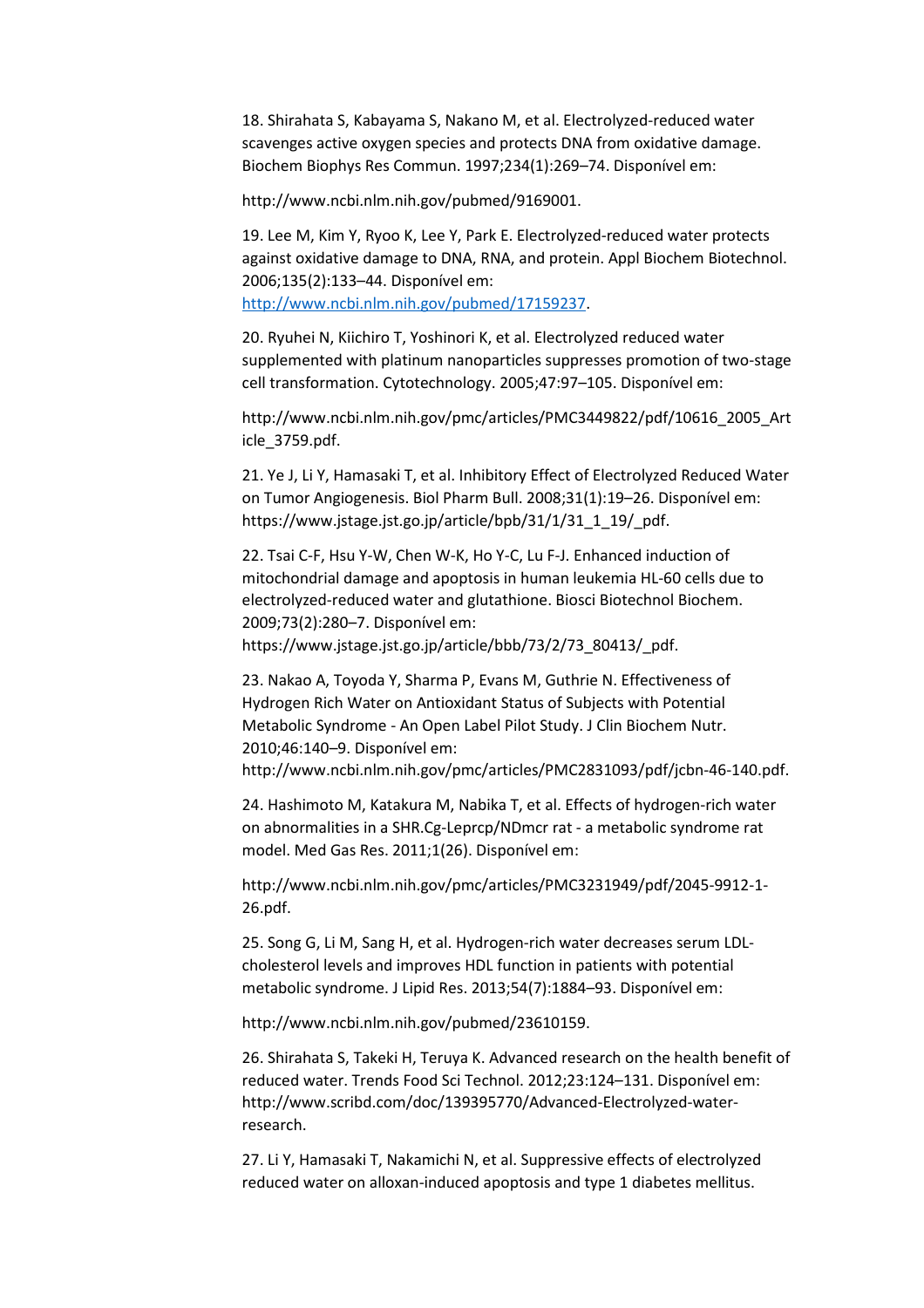18. Shirahata S, Kabayama S, Nakano M, et al. Electrolyzed-reduced water scavenges active oxygen species and protects DNA from oxidative damage. Biochem Biophys Res Commun. 1997;234(1):269–74. Disponível em:

http://www.ncbi.nlm.nih.gov/pubmed/9169001.

19. Lee M, Kim Y, Ryoo K, Lee Y, Park E. Electrolyzed-reduced water protects against oxidative damage to DNA, RNA, and protein. Appl Biochem Biotechnol. 2006;135(2):133–44. Disponível em: http://www.ncbi.nlm.nih.gov/pubmed/17159237.

20. Ryuhei N, Kiichiro T, Yoshinori K, et al. Electrolyzed reduced water supplemented with platinum nanoparticles suppresses promotion of two-stage cell transformation. Cytotechnology. 2005;47:97–105. Disponível em:

http://www.ncbi.nlm.nih.gov/pmc/articles/PMC3449822/pdf/10616_2005_Article_3759.pdf.

21. Ye J, Li Y, Hamasaki T, et al. Inhibitory Effect of Electrolyzed Reduced Water on Tumor Angiogenesis. Biol Pharm Bull. 2008;31(1):19–26. Disponível em: https://www.jstage.jst.go.jp/article/bpb/31/1/31_1_19/_pdf.

22. Tsai C-F, Hsu Y-W, Chen W-K, Ho Y-C, Lu F-J. Enhanced induction of mitochondrial damage and apoptosis in human leukemia HL-60 cells due to electrolyzed-reduced water and glutathione. Biosci Biotechnol Biochem. 2009;73(2):280–7. Disponível em: https://www.jstage.jst.go.jp/article/bbb/73/2/73_80413/_pdf.

23. Nakao A, Toyoda Y, Sharma P, Evans M, Guthrie N. Effectiveness of Hydrogen Rich Water on Antioxidant Status of Subjects with Potential Metabolic Syndrome - An Open Label Pilot Study. J Clin Biochem Nutr. 2010;46:140–9. Disponível em: http://www.ncbi.nlm.nih.gov/pmc/articles/PMC2831093/pdf/jcbn-46-140.pdf.

24. Hashimoto M, Katakura M, Nabika T, et al. Effects of hydrogen-rich water on abnormalities in a SHR.Cg-Leprcp/NDmcr rat - a metabolic syndrome rat model. Med Gas Res. 2011;1(26). Disponível em:

http://www.ncbi.nlm.nih.gov/pmc/articles/PMC3231949/pdf/2045-9912-1-26.pdf.

25. Song G, Li M, Sang H, et al. Hydrogen-rich water decreases serum LDL-cholesterol levels and improves HDL function in patients with potential metabolic syndrome. J Lipid Res. 2013;54(7):1884–93. Disponível em:

http://www.ncbi.nlm.nih.gov/pubmed/23610159.

26. Shirahata S, Takeki H, Teruya K. Advanced research on the health benefit of reduced water. Trends Food Sci Technol. 2012;23:124–131. Disponível em: http://www.scribd.com/doc/139395770/Advanced-Electrolyzed-water-research.

27. Li Y, Hamasaki T, Nakamichi N, et al. Suppressive effects of electrolyzed reduced water on alloxan-induced apoptosis and type 1 diabetes mellitus.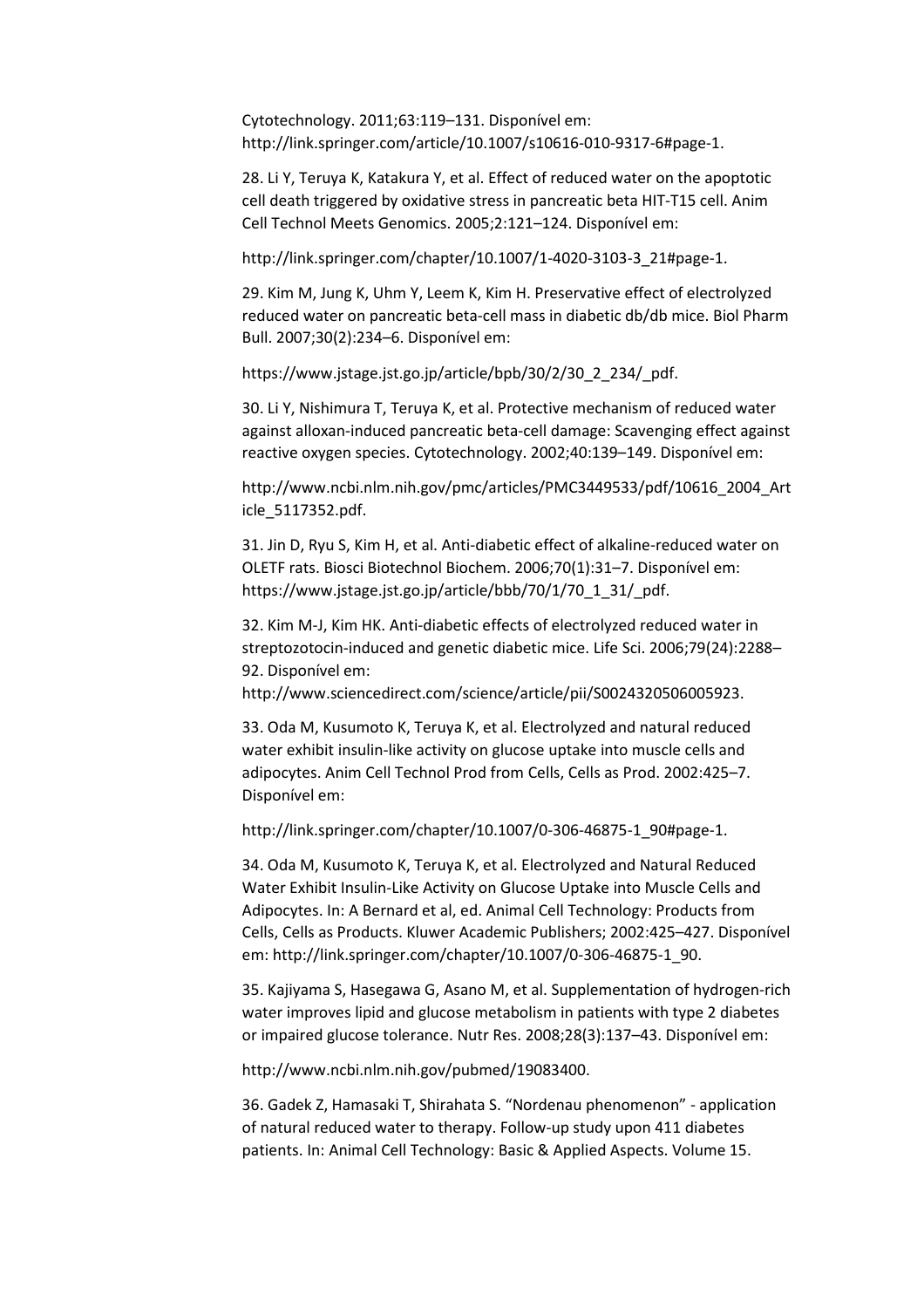Cytotechnology. 2011;63:119–131. Disponível em: http://link.springer.com/article/10.1007/s10616-010-9317-6#page-1.

28. Li Y, Teruya K, Katakura Y, et al. Effect of reduced water on the apoptotic cell death triggered by oxidative stress in pancreatic beta HIT-T15 cell. Anim Cell Technol Meets Genomics. 2005;2:121–124. Disponível em:

http://link.springer.com/chapter/10.1007/1-4020-3103-3_21#page-1.

29. Kim M, Jung K, Uhm Y, Leem K, Kim H. Preservative effect of electrolyzed reduced water on pancreatic beta-cell mass in diabetic db/db mice. Biol Pharm Bull. 2007;30(2):234–6. Disponível em:

https://www.jstage.jst.go.jp/article/bpb/30/2/30_2_234/_pdf.

30. Li Y, Nishimura T, Teruya K, et al. Protective mechanism of reduced water against alloxan-induced pancreatic beta-cell damage: Scavenging effect against reactive oxygen species. Cytotechnology. 2002;40:139–149. Disponível em:

http://www.ncbi.nlm.nih.gov/pmc/articles/PMC3449533/pdf/10616_2004_Article_5117352.pdf.

31. Jin D, Ryu S, Kim H, et al. Anti-diabetic effect of alkaline-reduced water on OLETF rats. Biosci Biotechnol Biochem. 2006;70(1):31–7. Disponível em: https://www.jstage.jst.go.jp/article/bbb/70/1/70_1_31/_pdf.

32. Kim M-J, Kim HK. Anti-diabetic effects of electrolyzed reduced water in streptozotocin-induced and genetic diabetic mice. Life Sci. 2006;79(24):2288–92. Disponível em: http://www.sciencedirect.com/science/article/pii/S0024320506005923.

33. Oda M, Kusumoto K, Teruya K, et al. Electrolyzed and natural reduced water exhibit insulin-like activity on glucose uptake into muscle cells and adipocytes. Anim Cell Technol Prod from Cells, Cells as Prod. 2002:425–7. Disponível em:

http://link.springer.com/chapter/10.1007/0-306-46875-1_90#page-1.

34. Oda M, Kusumoto K, Teruya K, et al. Electrolyzed and Natural Reduced Water Exhibit Insulin-Like Activity on Glucose Uptake into Muscle Cells and Adipocytes. In: A Bernard et al, ed. Animal Cell Technology: Products from Cells, Cells as Products. Kluwer Academic Publishers; 2002:425–427. Disponível em: http://link.springer.com/chapter/10.1007/0-306-46875-1_90.

35. Kajiyama S, Hasegawa G, Asano M, et al. Supplementation of hydrogen-rich water improves lipid and glucose metabolism in patients with type 2 diabetes or impaired glucose tolerance. Nutr Res. 2008;28(3):137–43. Disponível em:

http://www.ncbi.nlm.nih.gov/pubmed/19083400.

36. Gadek Z, Hamasaki T, Shirahata S. "Nordenau phenomenon" - application of natural reduced water to therapy. Follow-up study upon 411 diabetes patients. In: Animal Cell Technology: Basic & Applied Aspects. Volume 15.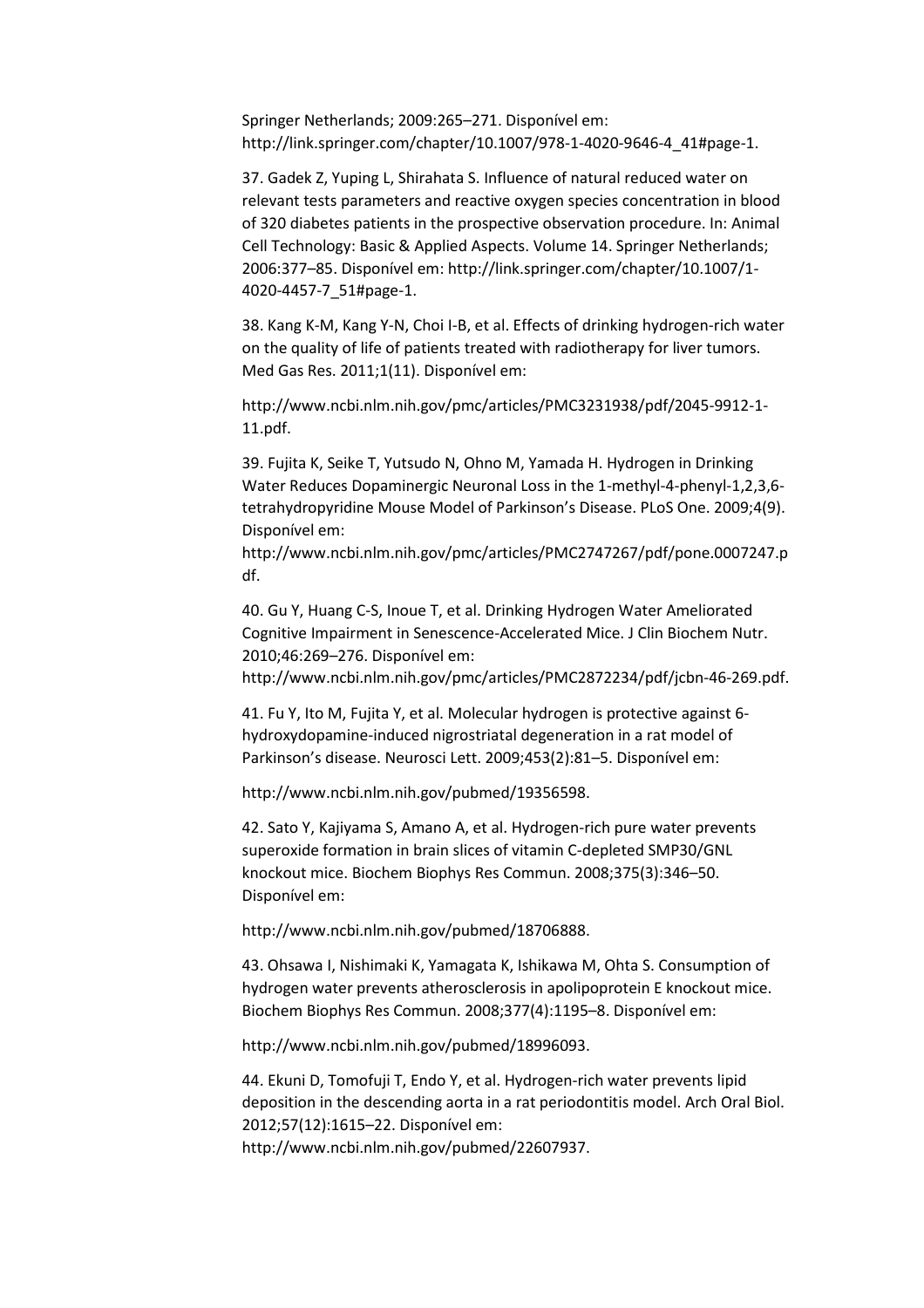Springer Netherlands; 2009:265–271. Disponível em: http://link.springer.com/chapter/10.1007/978-1-4020-9646-4_41#page-1.

37. Gadek Z, Yuping L, Shirahata S. Influence of natural reduced water on relevant tests parameters and reactive oxygen species concentration in blood of 320 diabetes patients in the prospective observation procedure. In: Animal Cell Technology: Basic & Applied Aspects. Volume 14. Springer Netherlands; 2006:377–85. Disponível em: http://link.springer.com/chapter/10.1007/1-4020-4457-7_51#page-1.

38. Kang K-M, Kang Y-N, Choi I-B, et al. Effects of drinking hydrogen-rich water on the quality of life of patients treated with radiotherapy for liver tumors. Med Gas Res. 2011;1(11). Disponível em:

http://www.ncbi.nlm.nih.gov/pmc/articles/PMC3231938/pdf/2045-9912-1-11.pdf.

39. Fujita K, Seike T, Yutsudo N, Ohno M, Yamada H. Hydrogen in Drinking Water Reduces Dopaminergic Neuronal Loss in the 1-methyl-4-phenyl-1,2,3,6-tetrahydropyridine Mouse Model of Parkinson's Disease. PLoS One. 2009;4(9). Disponível em:
http://www.ncbi.nlm.nih.gov/pmc/articles/PMC2747267/pdf/pone.0007247.pdf.

40. Gu Y, Huang C-S, Inoue T, et al. Drinking Hydrogen Water Ameliorated Cognitive Impairment in Senescence-Accelerated Mice. J Clin Biochem Nutr. 2010;46:269–276. Disponível em:
http://www.ncbi.nlm.nih.gov/pmc/articles/PMC2872234/pdf/jcbn-46-269.pdf.

41. Fu Y, Ito M, Fujita Y, et al. Molecular hydrogen is protective against 6-hydroxydopamine-induced nigrostriatal degeneration in a rat model of Parkinson's disease. Neurosci Lett. 2009;453(2):81–5. Disponível em:

http://www.ncbi.nlm.nih.gov/pubmed/19356598.

42. Sato Y, Kajiyama S, Amano A, et al. Hydrogen-rich pure water prevents superoxide formation in brain slices of vitamin C-depleted SMP30/GNL knockout mice. Biochem Biophys Res Commun. 2008;375(3):346–50. Disponível em:

http://www.ncbi.nlm.nih.gov/pubmed/18706888.

43. Ohsawa I, Nishimaki K, Yamagata K, Ishikawa M, Ohta S. Consumption of hydrogen water prevents atherosclerosis in apolipoprotein E knockout mice. Biochem Biophys Res Commun. 2008;377(4):1195–8. Disponível em:

http://www.ncbi.nlm.nih.gov/pubmed/18996093.

44. Ekuni D, Tomofuji T, Endo Y, et al. Hydrogen-rich water prevents lipid deposition in the descending aorta in a rat periodontitis model. Arch Oral Biol. 2012;57(12):1615–22. Disponível em:
http://www.ncbi.nlm.nih.gov/pubmed/22607937.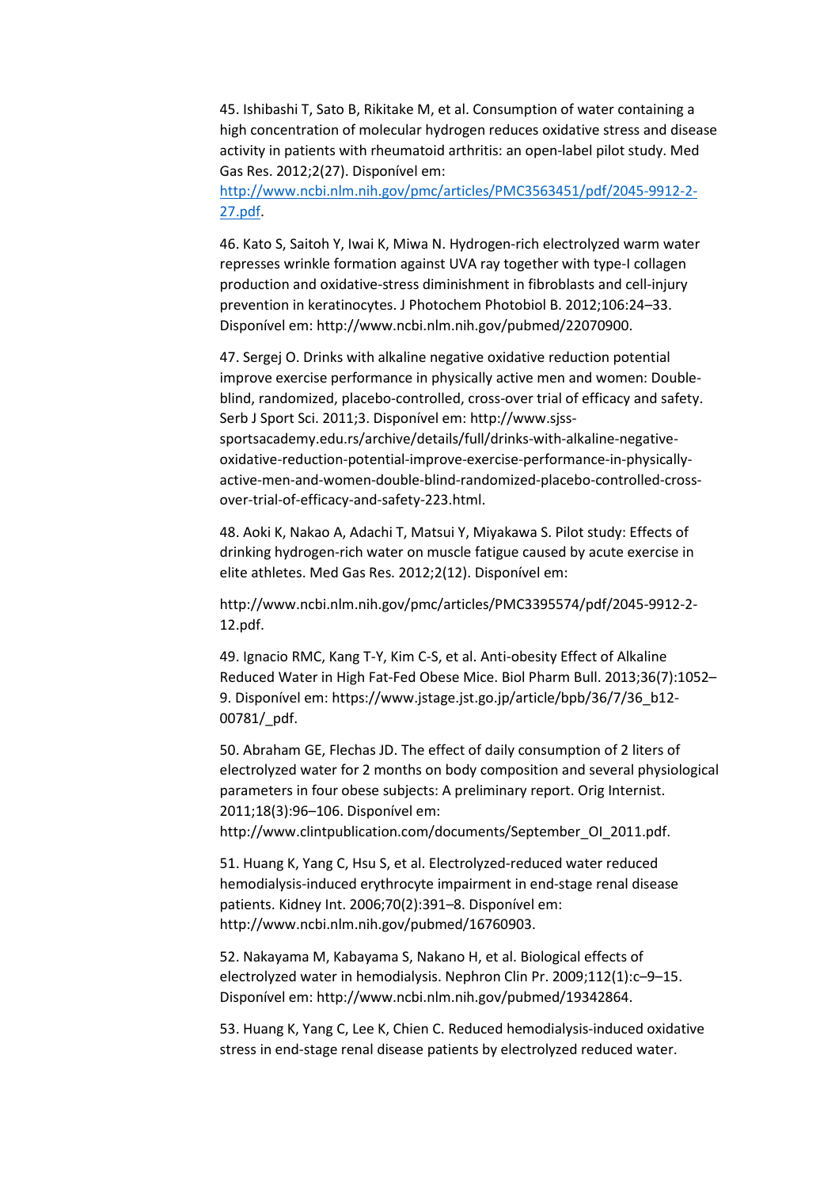45. Ishibashi T, Sato B, Rikitake M, et al. Consumption of water containing a high concentration of molecular hydrogen reduces oxidative stress and disease activity in patients with rheumatoid arthritis: an open-label pilot study. Med Gas Res. 2012;2(27). Disponível em: [http://www.ncbi.nlm.nih.gov/pmc/articles/PMC3563451/pdf/2045-9912-2-27.pdf](http://www.ncbi.nlm.nih.gov/pmc/articles/PMC3563451/pdf/2045-9912-2-27.pdf).

46. Kato S, Saitoh Y, Iwai K, Miwa N. Hydrogen-rich electrolyzed warm water represses wrinkle formation against UVA ray together with type-I collagen production and oxidative-stress diminishment in fibroblasts and cell-injury prevention in keratinocytes. J Photochem Photobiol B. 2012;106:24–33. Disponível em: http://www.ncbi.nlm.nih.gov/pubmed/22070900.

47. Sergej O. Drinks with alkaline negative oxidative reduction potential improve exercise performance in physically active men and women: Double-blind, randomized, placebo-controlled, cross-over trial of efficacy and safety. Serb J Sport Sci. 2011;3. Disponível em: http://www.sjss-sportsacademy.edu.rs/archive/details/full/drinks-with-alkaline-negative-oxidative-reduction-potential-improve-exercise-performance-in-physically-active-men-and-women-double-blind-randomized-placebo-controlled-cross-over-trial-of-efficacy-and-safety-223.html.

48. Aoki K, Nakao A, Adachi T, Matsui Y, Miyakawa S. Pilot study: Effects of drinking hydrogen-rich water on muscle fatigue caused by acute exercise in elite athletes. Med Gas Res. 2012;2(12). Disponível em:

http://www.ncbi.nlm.nih.gov/pmc/articles/PMC3395574/pdf/2045-9912-2-12.pdf.

49. Ignacio RMC, Kang T-Y, Kim C-S, et al. Anti-obesity Effect of Alkaline Reduced Water in High Fat-Fed Obese Mice. Biol Pharm Bull. 2013;36(7):1052–9. Disponível em: https://www.jstage.jst.go.jp/article/bpb/36/7/36_b12-00781/_pdf.

50. Abraham GE, Flechas JD. The effect of daily consumption of 2 liters of electrolyzed water for 2 months on body composition and several physiological parameters in four obese subjects: A preliminary report. Orig Internist. 2011;18(3):96–106. Disponível em: http://www.clintpublication.com/documents/September_OI_2011.pdf.

51. Huang K, Yang C, Hsu S, et al. Electrolyzed-reduced water reduced hemodialysis-induced erythrocyte impairment in end-stage renal disease patients. Kidney Int. 2006;70(2):391–8. Disponível em: http://www.ncbi.nlm.nih.gov/pubmed/16760903.

52. Nakayama M, Kabayama S, Nakano H, et al. Biological effects of electrolyzed water in hemodialysis. Nephron Clin Pr. 2009;112(1):c–9–15. Disponível em: http://www.ncbi.nlm.nih.gov/pubmed/19342864.

53. Huang K, Yang C, Lee K, Chien C. Reduced hemodialysis-induced oxidative stress in end-stage renal disease patients by electrolyzed reduced water.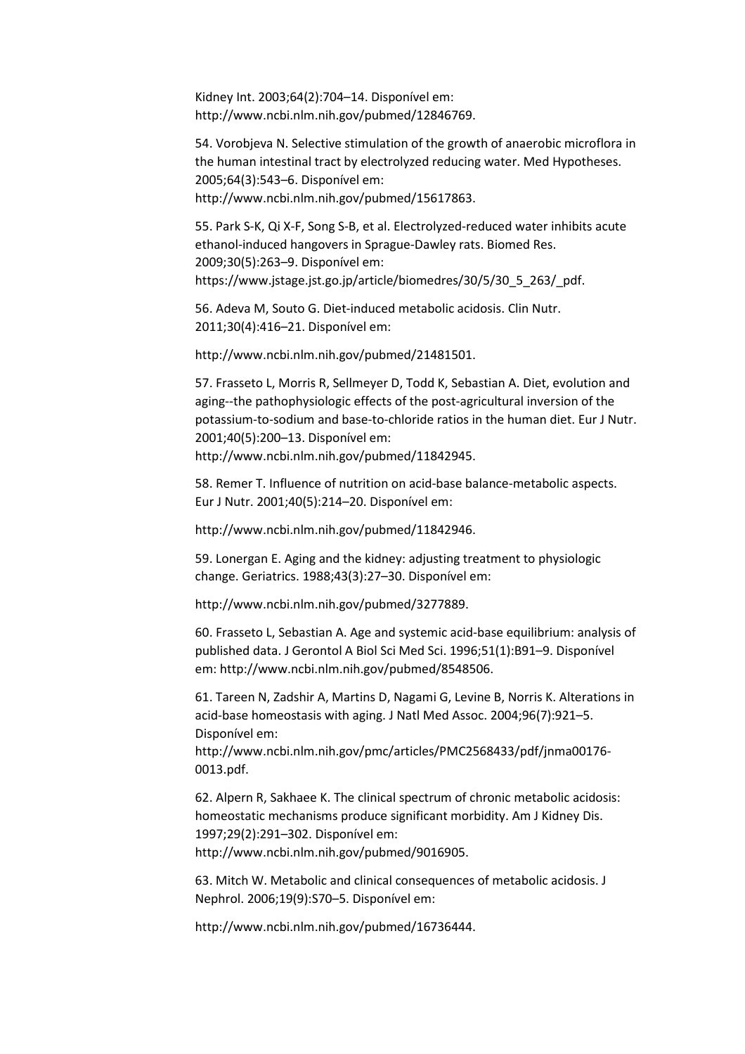Kidney Int. 2003;64(2):704–14. Disponível em: http://www.ncbi.nlm.nih.gov/pubmed/12846769.

54. Vorobjeva N. Selective stimulation of the growth of anaerobic microflora in the human intestinal tract by electrolyzed reducing water. Med Hypotheses. 2005;64(3):543–6. Disponível em: http://www.ncbi.nlm.nih.gov/pubmed/15617863.

55. Park S-K, Qi X-F, Song S-B, et al. Electrolyzed-reduced water inhibits acute ethanol-induced hangovers in Sprague-Dawley rats. Biomed Res. 2009;30(5):263–9. Disponível em: https://www.jstage.jst.go.jp/article/biomedres/30/5/30_5_263/_pdf.

56. Adeva M, Souto G. Diet-induced metabolic acidosis. Clin Nutr. 2011;30(4):416–21. Disponível em:

http://www.ncbi.nlm.nih.gov/pubmed/21481501.

57. Frasseto L, Morris R, Sellmeyer D, Todd K, Sebastian A. Diet, evolution and aging--the pathophysiologic effects of the post-agricultural inversion of the potassium-to-sodium and base-to-chloride ratios in the human diet. Eur J Nutr. 2001;40(5):200–13. Disponível em: http://www.ncbi.nlm.nih.gov/pubmed/11842945.

58. Remer T. Influence of nutrition on acid-base balance-metabolic aspects. Eur J Nutr. 2001;40(5):214–20. Disponível em:

http://www.ncbi.nlm.nih.gov/pubmed/11842946.

59. Lonergan E. Aging and the kidney: adjusting treatment to physiologic change. Geriatrics. 1988;43(3):27–30. Disponível em:

http://www.ncbi.nlm.nih.gov/pubmed/3277889.

60. Frasseto L, Sebastian A. Age and systemic acid-base equilibrium: analysis of published data. J Gerontol A Biol Sci Med Sci. 1996;51(1):B91–9. Disponível em: http://www.ncbi.nlm.nih.gov/pubmed/8548506.

61. Tareen N, Zadshir A, Martins D, Nagami G, Levine B, Norris K. Alterations in acid-base homeostasis with aging. J Natl Med Assoc. 2004;96(7):921–5. Disponível em: http://www.ncbi.nlm.nih.gov/pmc/articles/PMC2568433/pdf/jnma00176-0013.pdf.

62. Alpern R, Sakhaee K. The clinical spectrum of chronic metabolic acidosis: homeostatic mechanisms produce significant morbidity. Am J Kidney Dis. 1997;29(2):291–302. Disponível em: http://www.ncbi.nlm.nih.gov/pubmed/9016905.

63. Mitch W. Metabolic and clinical consequences of metabolic acidosis. J Nephrol. 2006;19(9):S70–5. Disponível em:

http://www.ncbi.nlm.nih.gov/pubmed/16736444.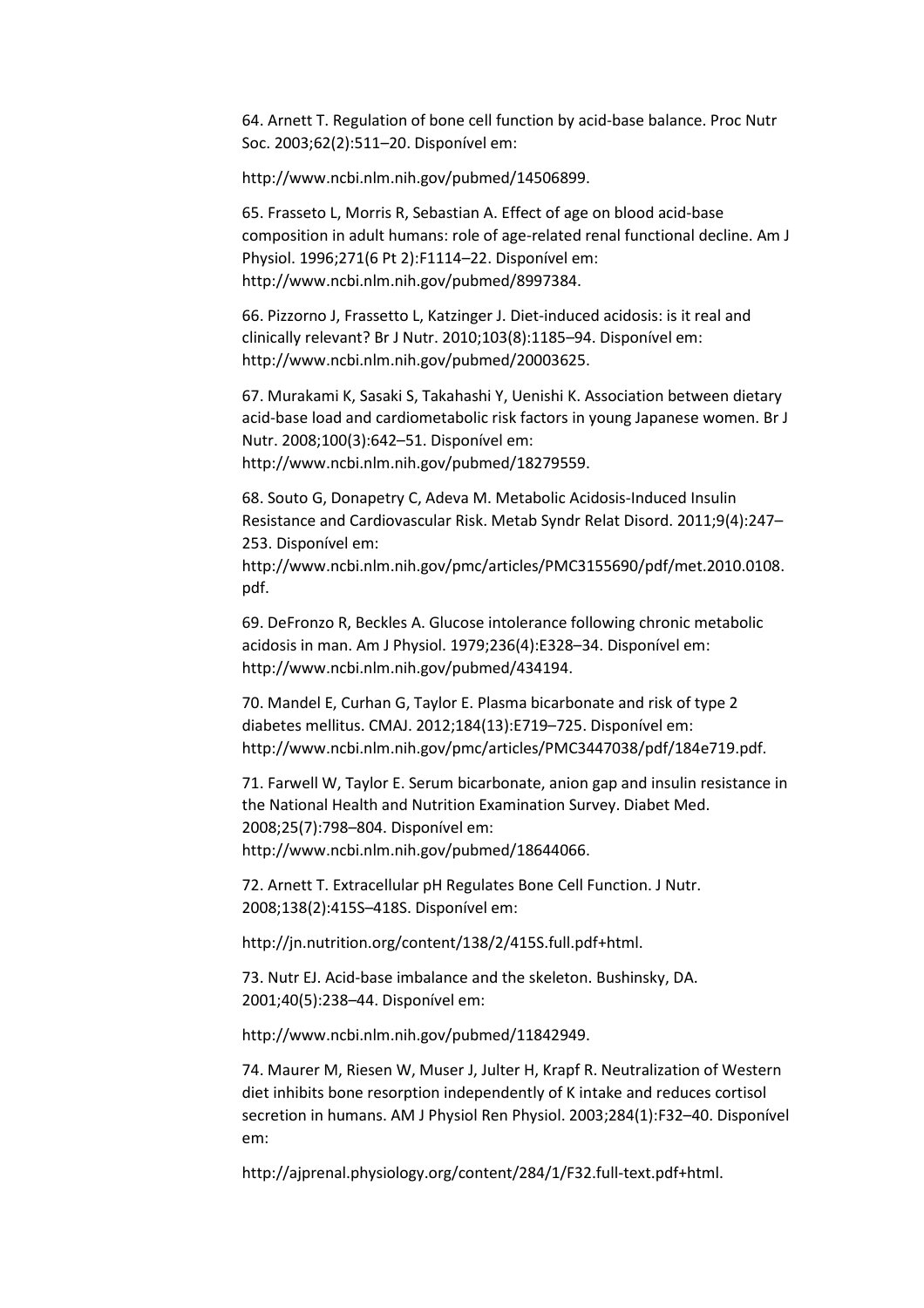64. Arnett T. Regulation of bone cell function by acid-base balance. Proc Nutr Soc. 2003;62(2):511–20. Disponível em:

http://www.ncbi.nlm.nih.gov/pubmed/14506899.

65. Frasseto L, Morris R, Sebastian A. Effect of age on blood acid-base composition in adult humans: role of age-related renal functional decline. Am J Physiol. 1996;271(6 Pt 2):F1114–22. Disponível em: http://www.ncbi.nlm.nih.gov/pubmed/8997384.

66. Pizzorno J, Frassetto L, Katzinger J. Diet-induced acidosis: is it real and clinically relevant? Br J Nutr. 2010;103(8):1185–94. Disponível em: http://www.ncbi.nlm.nih.gov/pubmed/20003625.

67. Murakami K, Sasaki S, Takahashi Y, Uenishi K. Association between dietary acid-base load and cardiometabolic risk factors in young Japanese women. Br J Nutr. 2008;100(3):642–51. Disponível em: http://www.ncbi.nlm.nih.gov/pubmed/18279559.

68. Souto G, Donapetry C, Adeva M. Metabolic Acidosis-Induced Insulin Resistance and Cardiovascular Risk. Metab Syndr Relat Disord. 2011;9(4):247–253. Disponível em: http://www.ncbi.nlm.nih.gov/pmc/articles/PMC3155690/pdf/met.2010.0108.pdf.

69. DeFronzo R, Beckles A. Glucose intolerance following chronic metabolic acidosis in man. Am J Physiol. 1979;236(4):E328–34. Disponível em: http://www.ncbi.nlm.nih.gov/pubmed/434194.

70. Mandel E, Curhan G, Taylor E. Plasma bicarbonate and risk of type 2 diabetes mellitus. CMAJ. 2012;184(13):E719–725. Disponível em: http://www.ncbi.nlm.nih.gov/pmc/articles/PMC3447038/pdf/184e719.pdf.

71. Farwell W, Taylor E. Serum bicarbonate, anion gap and insulin resistance in the National Health and Nutrition Examination Survey. Diabet Med. 2008;25(7):798–804. Disponível em: http://www.ncbi.nlm.nih.gov/pubmed/18644066.

72. Arnett T. Extracellular pH Regulates Bone Cell Function. J Nutr. 2008;138(2):415S–418S. Disponível em:

http://jn.nutrition.org/content/138/2/415S.full.pdf+html.

73. Nutr EJ. Acid-base imbalance and the skeleton. Bushinsky, DA. 2001;40(5):238–44. Disponível em:

http://www.ncbi.nlm.nih.gov/pubmed/11842949.

74. Maurer M, Riesen W, Muser J, Julter H, Krapf R. Neutralization of Western diet inhibits bone resorption independently of K intake and reduces cortisol secretion in humans. AM J Physiol Ren Physiol. 2003;284(1):F32–40. Disponível em:

http://ajprenal.physiology.org/content/284/1/F32.full-text.pdf+html.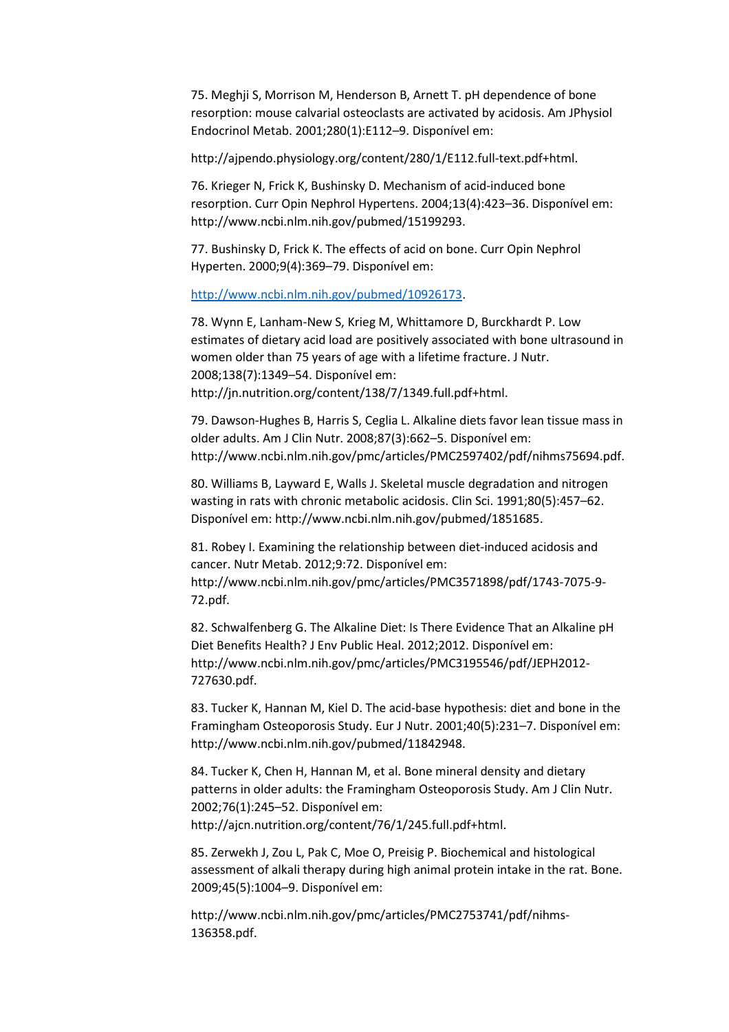75. Meghji S, Morrison M, Henderson B, Arnett T. pH dependence of bone resorption: mouse calvarial osteoclasts are activated by acidosis. Am JPhysiol Endocrinol Metab. 2001;280(1):E112–9. Disponível em:

http://ajpendo.physiology.org/content/280/1/E112.full-text.pdf+html.

76. Krieger N, Frick K, Bushinsky D. Mechanism of acid-induced bone resorption. Curr Opin Nephrol Hypertens. 2004;13(4):423–36. Disponível em: http://www.ncbi.nlm.nih.gov/pubmed/15199293.

77. Bushinsky D, Frick K. The effects of acid on bone. Curr Opin Nephrol Hyperten. 2000;9(4):369–79. Disponível em:

http://www.ncbi.nlm.nih.gov/pubmed/10926173.

78. Wynn E, Lanham-New S, Krieg M, Whittamore D, Burckhardt P. Low estimates of dietary acid load are positively associated with bone ultrasound in women older than 75 years of age with a lifetime fracture. J Nutr. 2008;138(7):1349–54. Disponível em: http://jn.nutrition.org/content/138/7/1349.full.pdf+html.

79. Dawson-Hughes B, Harris S, Ceglia L. Alkaline diets favor lean tissue mass in older adults. Am J Clin Nutr. 2008;87(3):662–5. Disponível em: http://www.ncbi.nlm.nih.gov/pmc/articles/PMC2597402/pdf/nihms75694.pdf.

80. Williams B, Layward E, Walls J. Skeletal muscle degradation and nitrogen wasting in rats with chronic metabolic acidosis. Clin Sci. 1991;80(5):457–62. Disponível em: http://www.ncbi.nlm.nih.gov/pubmed/1851685.

81. Robey I. Examining the relationship between diet-induced acidosis and cancer. Nutr Metab. 2012;9:72. Disponível em: http://www.ncbi.nlm.nih.gov/pmc/articles/PMC3571898/pdf/1743-7075-9-72.pdf.

82. Schwalfenberg G. The Alkaline Diet: Is There Evidence That an Alkaline pH Diet Benefits Health? J Env Public Heal. 2012;2012. Disponível em: http://www.ncbi.nlm.nih.gov/pmc/articles/PMC3195546/pdf/JEPH2012-727630.pdf.

83. Tucker K, Hannan M, Kiel D. The acid-base hypothesis: diet and bone in the Framingham Osteoporosis Study. Eur J Nutr. 2001;40(5):231–7. Disponível em: http://www.ncbi.nlm.nih.gov/pubmed/11842948.

84. Tucker K, Chen H, Hannan M, et al. Bone mineral density and dietary patterns in older adults: the Framingham Osteoporosis Study. Am J Clin Nutr. 2002;76(1):245–52. Disponível em: http://ajcn.nutrition.org/content/76/1/245.full.pdf+html.

85. Zerwekh J, Zou L, Pak C, Moe O, Preisig P. Biochemical and histological assessment of alkali therapy during high animal protein intake in the rat. Bone. 2009;45(5):1004–9. Disponível em:

http://www.ncbi.nlm.nih.gov/pmc/articles/PMC2753741/pdf/nihms-136358.pdf.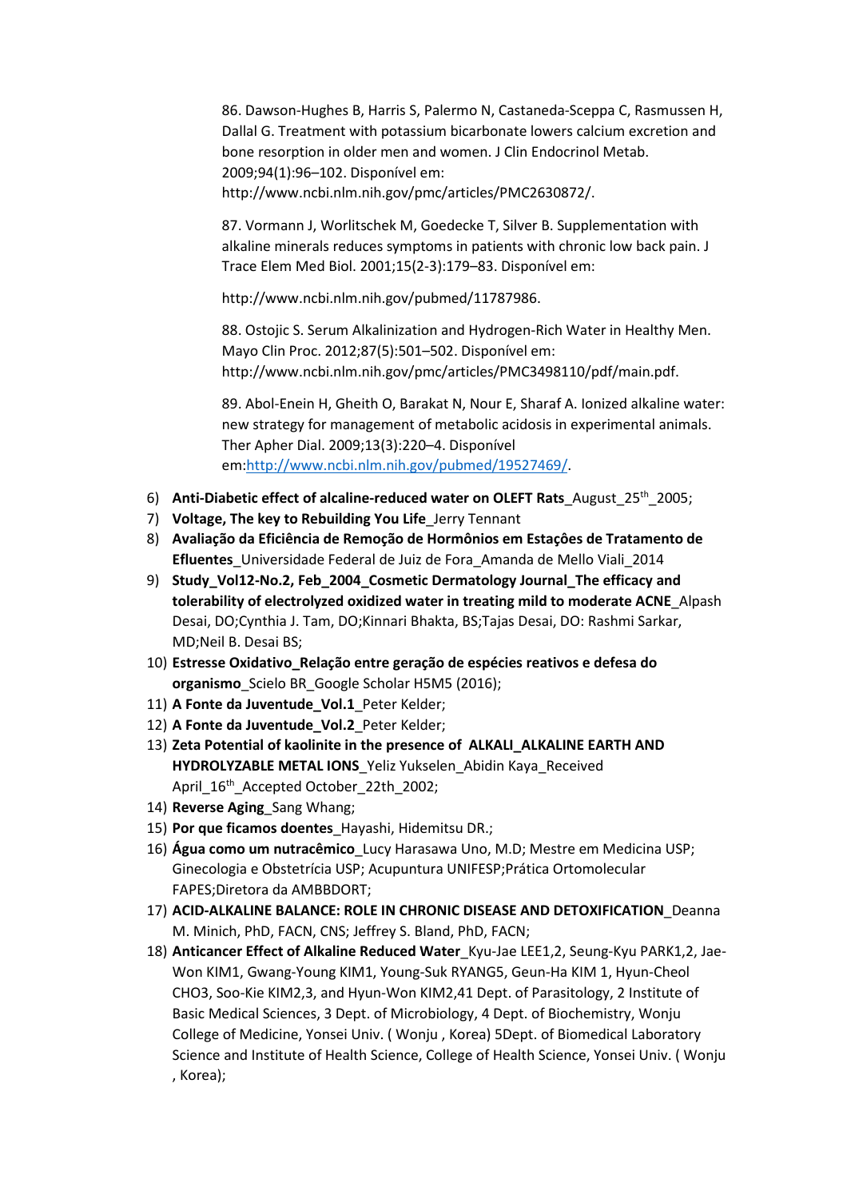86. Dawson-Hughes B, Harris S, Palermo N, Castaneda-Sceppa C, Rasmussen H, Dallal G. Treatment with potassium bicarbonate lowers calcium excretion and bone resorption in older men and women. J Clin Endocrinol Metab. 2009;94(1):96–102. Disponível em: http://www.ncbi.nlm.nih.gov/pmc/articles/PMC2630872/.

87. Vormann J, Worlitschek M, Goedecke T, Silver B. Supplementation with alkaline minerals reduces symptoms in patients with chronic low back pain. J Trace Elem Med Biol. 2001;15(2-3):179–83. Disponível em:

http://www.ncbi.nlm.nih.gov/pubmed/11787986.

88. Ostojic S. Serum Alkalinization and Hydrogen-Rich Water in Healthy Men. Mayo Clin Proc. 2012;87(5):501–502. Disponível em: http://www.ncbi.nlm.nih.gov/pmc/articles/PMC3498110/pdf/main.pdf.

89. Abol-Enein H, Gheith O, Barakat N, Nour E, Sharaf A. Ionized alkaline water: new strategy for management of metabolic acidosis in experimental animals. Ther Apher Dial. 2009;13(3):220–4. Disponível em:http://www.ncbi.nlm.nih.gov/pubmed/19527469/.

6) **Anti-Diabetic effect of alcaline-reduced water on OLEFT Rats**_August_25th_2005;
7) **Voltage, The key to Rebuilding You Life**_Jerry Tennant
8) **Avaliação da Eficiência de Remoção de Hormônios em Estações de Tratamento de Efluentes**_Universidade Federal de Juiz de Fora_Amanda de Mello Viali_2014
9) **Study_Vol12-No.2, Feb_2004_Cosmetic Dermatology Journal_The efficacy and tolerability of electrolyzed oxidized water in treating mild to moderate ACNE**_Alpash Desai, DO;Cynthia J. Tam, DO;Kinnari Bhakta, BS;Tajas Desai, DO: Rashmi Sarkar, MD;Neil B. Desai BS;
10) **Estresse Oxidativo_Relação entre geração de espécies reativos e defesa do organismo**_Scielo BR_Google Scholar H5M5 (2016);
11) **A Fonte da Juventude_Vol.1**_Peter Kelder;
12) **A Fonte da Juventude_Vol.2**_Peter Kelder;
13) **Zeta Potential of kaolinite in the presence of ALKALI_ALKALINE EARTH AND HYDROLYZABLE METAL IONS**_Yeliz Yukselen_Abidin Kaya_Received April_16th_Accepted October_22th_2002;
14) **Reverse Aging**_Sang Whang;
15) **Por que ficamos doentes**_Hayashi, Hidemitsu DR.;
16) **Água como um nutracêmico**_Lucy Harasawa Uno, M.D; Mestre em Medicina USP; Ginecologia e Obstetrícia USP; Acupuntura UNIFESP;Prática Ortomolecular FAPES;Diretora da AMBBDORT;
17) **ACID-ALKALINE BALANCE: ROLE IN CHRONIC DISEASE AND DETOXIFICATION**_Deanna M. Minich, PhD, FACN, CNS; Jeffrey S. Bland, PhD, FACN;
18) **Anticancer Effect of Alkaline Reduced Water**_Kyu-Jae LEE1,2, Seung-Kyu PARK1,2, Jae-Won KIM1, Gwang-Young KIM1, Young-Suk RYANG5, Geun-Ha KIM 1, Hyun-Cheol CHO3, Soo-Kie KIM2,3, and Hyun-Won KIM2,41 Dept. of Parasitology, 2 Institute of Basic Medical Sciences, 3 Dept. of Microbiology, 4 Dept. of Biochemistry, Wonju College of Medicine, Yonsei Univ. ( Wonju , Korea) 5Dept. of Biomedical Laboratory Science and Institute of Health Science, College of Health Science, Yonsei Univ. ( Wonju , Korea);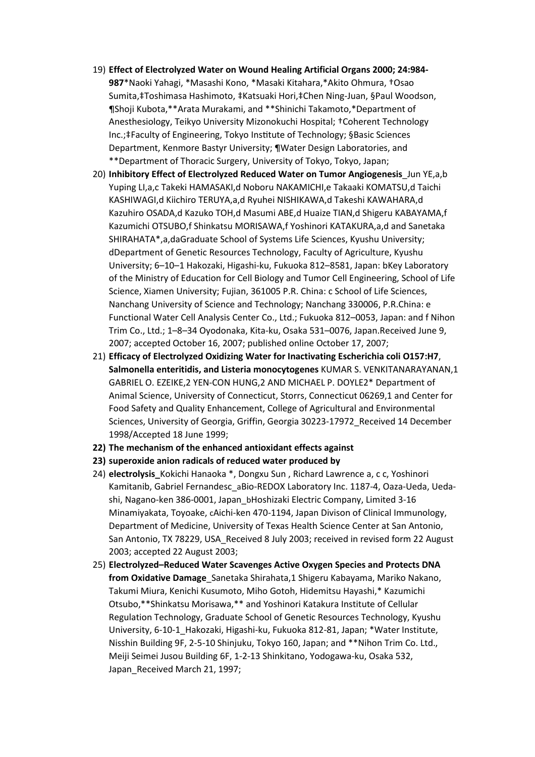19) **Effect of Electrolyzed Water on Wound Healing Artificial Organs 2000; 24:984-987**\*Naoki Yahagi, \*Masashi Kono, \*Masaki Kitahara,\*Akito Ohmura, †Osao Sumita,‡Toshimasa Hashimoto, ‡Katsuaki Hori,‡Chen Ning-Juan, §Paul Woodson, ¶Shoji Kubota,\*\*Arata Murakami, and \*\*Shinichi Takamoto,\*Department of Anesthesiology, Teikyo University Mizonokuchi Hospital; †Coherent Technology Inc.;‡Faculty of Engineering, Tokyo Institute of Technology; §Basic Sciences Department, Kenmore Bastyr University; ¶Water Design Laboratories, and \*\*Department of Thoracic Surgery, University of Tokyo, Tokyo, Japan;
20) **Inhibitory Effect of Electrolyzed Reduced Water on Tumor Angiogenesis**_Jun YE,a,b Yuping LI,a,c Takeki HAMASAKI,d Noboru NAKAMICHI,e Takaaki KOMATSU,d Taichi KASHIWAGI,d Kiichiro TERUYA,a,d Ryuhei NISHIKAWA,d Takeshi KAWAHARA,d Kazuhiro OSADA,d Kazuko TOH,d Masumi ABE,d Huaize TIAN,d Shigeru KABAYAMA,f Kazumichi OTSUBO,f Shinkatsu MORISAWA,f Yoshinori KATAKURA,a,d and Sanetaka SHIRAHATA\*,a,daGraduate School of Systems Life Sciences, Kyushu University; dDepartment of Genetic Resources Technology, Faculty of Agriculture, Kyushu University; 6–10–1 Hakozaki, Higashi-ku, Fukuoka 812–8581, Japan: bKey Laboratory of the Ministry of Education for Cell Biology and Tumor Cell Engineering, School of Life Science, Xiamen University; Fujian, 361005 P.R. China: c School of Life Sciences, Nanchang University of Science and Technology; Nanchang 330006, P.R.China: e Functional Water Cell Analysis Center Co., Ltd.; Fukuoka 812–0053, Japan: and f Nihon Trim Co., Ltd.; 1–8–34 Oyodonaka, Kita-ku, Osaka 531–0076, Japan.Received June 9, 2007; accepted October 16, 2007; published online October 17, 2007;
21) **Efficacy of Electrolyzed Oxidizing Water for Inactivating Escherichia coli O157:H7**, **Salmonella enteritidis, and Listeria monocytogenes** KUMAR S. VENKITANARAYANAN,1 GABRIEL O. EZEIKE,2 YEN-CON HUNG,2 AND MICHAEL P. DOYLE2\* Department of Animal Science, University of Connecticut, Storrs, Connecticut 06269,1 and Center for Food Safety and Quality Enhancement, College of Agricultural and Environmental Sciences, University of Georgia, Griffin, Georgia 30223-17972_Received 14 December 1998/Accepted 18 June 1999;
22) **The mechanism of the enhanced antioxidant effects against**
23) **superoxide anion radicals of reduced water produced by**
24) **electrolysis**_Kokichi Hanaoka \*, Dongxu Sun , Richard Lawrence a, c c, Yoshinori Kamitanib, Gabriel Fernandesc_aBio-REDOX Laboratory Inc. 1187-4, Oaza-Ueda, Ueda-shi, Nagano-ken 386-0001, Japan_bHoshizaki Electric Company, Limited 3-16 Minamiyakata, Toyoake, cAichi-ken 470-1194, Japan Divison of Clinical Immunology, Department of Medicine, University of Texas Health Science Center at San Antonio, San Antonio, TX 78229, USA_Received 8 July 2003; received in revised form 22 August 2003; accepted 22 August 2003;
25) **Electrolyzed–Reduced Water Scavenges Active Oxygen Species and Protects DNA from Oxidative Damage**_Sanetaka Shirahata,1 Shigeru Kabayama, Mariko Nakano, Takumi Miura, Kenichi Kusumoto, Miho Gotoh, Hidemitsu Hayashi,\* Kazumichi Otsubo,\*\*Shinkatsu Morisawa,\*\* and Yoshinori Katakura Institute of Cellular Regulation Technology, Graduate School of Genetic Resources Technology, Kyushu University, 6-10-1_Hakozaki, Higashi-ku, Fukuoka 812-81, Japan; \*Water Institute, Nisshin Building 9F, 2-5-10 Shinjuku, Tokyo 160, Japan; and \*\*Nihon Trim Co. Ltd., Meiji Seimei Jusou Building 6F, 1-2-13 Shinkitano, Yodogawa-ku, Osaka 532, Japan_Received March 21, 1997;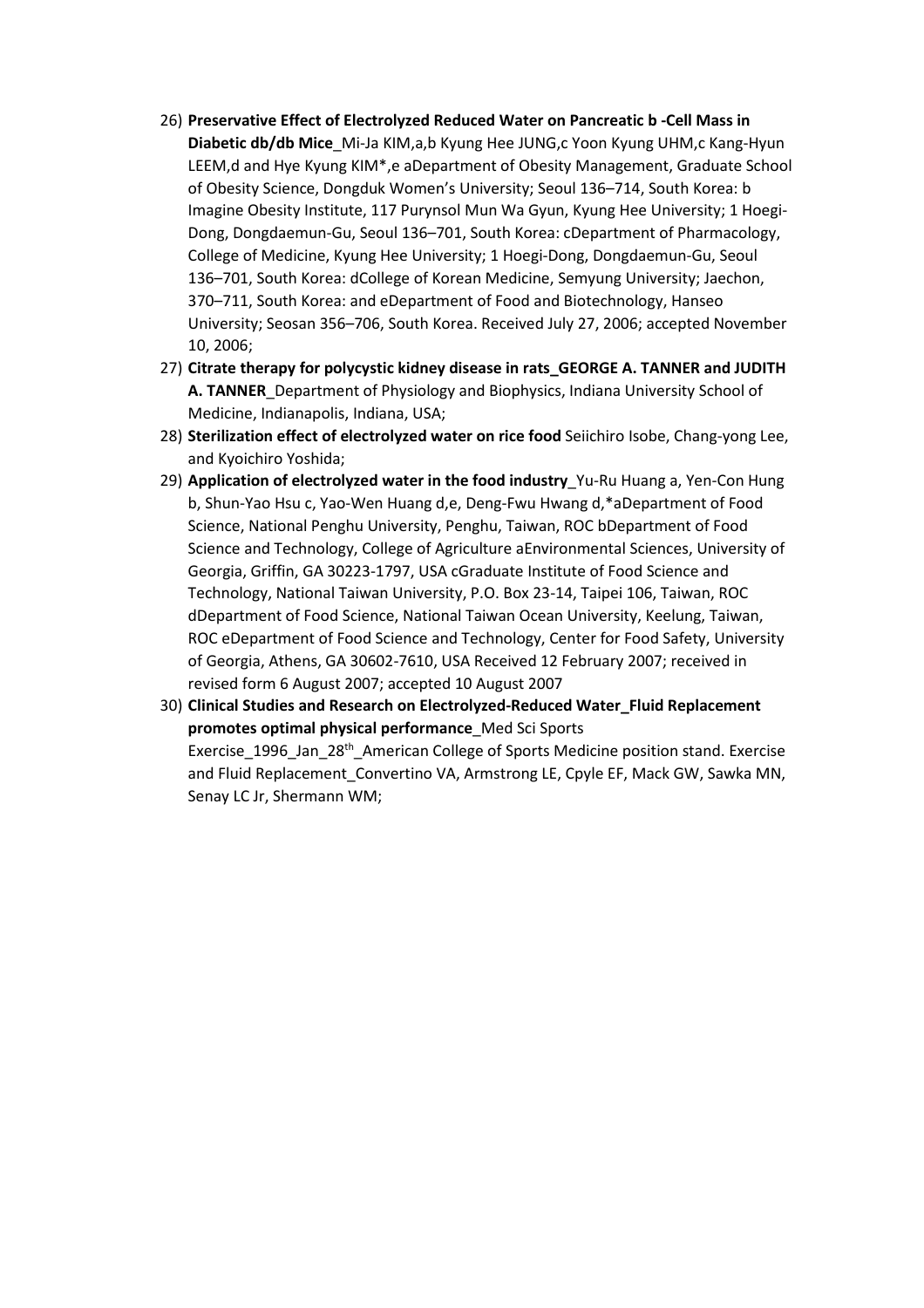26) **Preservative Effect of Electrolyzed Reduced Water on Pancreatic b -Cell Mass in Diabetic db/db Mice**_Mi-Ja KIM,a,b Kyung Hee JUNG,c Yoon Kyung UHM,c Kang-Hyun LEEM,d and Hye Kyung KIM*,e aDepartment of Obesity Management, Graduate School of Obesity Science, Dongduk Women's University; Seoul 136–714, South Korea: b Imagine Obesity Institute, 117 Purynsol Mun Wa Gyun, Kyung Hee University; 1 Hoegi-Dong, Dongdaemun-Gu, Seoul 136–701, South Korea: cDepartment of Pharmacology, College of Medicine, Kyung Hee University; 1 Hoegi-Dong, Dongdaemun-Gu, Seoul 136–701, South Korea: dCollege of Korean Medicine, Semyung University; Jaechon, 370–711, South Korea: and eDepartment of Food and Biotechnology, Hanseo University; Seosan 356–706, South Korea. Received July 27, 2006; accepted November 10, 2006;
27) **Citrate therapy for polycystic kidney disease in rats_GEORGE A. TANNER and JUDITH A. TANNER**_Department of Physiology and Biophysics, Indiana University School of Medicine, Indianapolis, Indiana, USA;
28) **Sterilization effect of electrolyzed water on rice food** Seiichiro Isobe, Chang-yong Lee, and Kyoichiro Yoshida;
29) **Application of electrolyzed water in the food industry**_Yu-Ru Huang a, Yen-Con Hung b, Shun-Yao Hsu c, Yao-Wen Huang d,e, Deng-Fwu Hwang d,*aDepartment of Food Science, National Penghu University, Penghu, Taiwan, ROC bDepartment of Food Science and Technology, College of Agriculture aEnvironmental Sciences, University of Georgia, Griffin, GA 30223-1797, USA cGraduate Institute of Food Science and Technology, National Taiwan University, P.O. Box 23-14, Taipei 106, Taiwan, ROC dDepartment of Food Science, National Taiwan Ocean University, Keelung, Taiwan, ROC eDepartment of Food Science and Technology, Center for Food Safety, University of Georgia, Athens, GA 30602-7610, USA Received 12 February 2007; received in revised form 6 August 2007; accepted 10 August 2007
30) **Clinical Studies and Research on Electrolyzed-Reduced Water_Fluid Replacement promotes optimal physical performance**_Med Sci Sports Exercise_1996_Jan_28th_American College of Sports Medicine position stand. Exercise and Fluid Replacement_Convertino VA, Armstrong LE, Cpyle EF, Mack GW, Sawka MN, Senay LC Jr, Shermann WM;